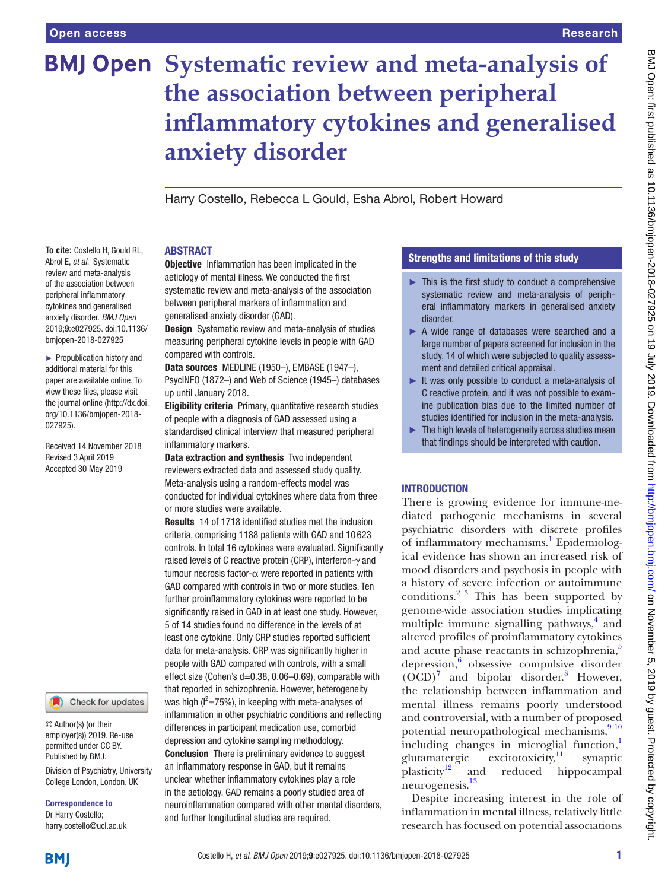Open access

Research

# Systematic review and meta-analysis of the association between peripheral inflammatory cytokines and generalised anxiety disorder

Harry Costello, Rebecca L Gould, Esha Abrol, Robert Howard

**To cite:** Costello H, Gould RL, Abrol E, *et al*. Systematic review and meta-analysis of the association between peripheral inflammatory cytokines and generalised anxiety disorder. *BMJ Open* 2019;**9**:e027925. doi:10.1136/bmjopen-2018-027925

► Prepublication history and additional material for this paper are available online. To view these files, please visit the journal online (http://dx.doi.org/10.1136/bmjopen-2018-027925).

Received 14 November 2018
Revised 3 April 2019
Accepted 30 May 2019

© Author(s) (or their employer(s)) 2019. Re-use permitted under CC BY. Published by BMJ.

Division of Psychiatry, University College London, London, UK

**Correspondence to**
Dr Harry Costello;
harry.costello@ucl.ac.uk

## ABSTRACT

**Objective** Inflammation has been implicated in the aetiology of mental illness. We conducted the first systematic review and meta-analysis of the association between peripheral markers of inflammation and generalised anxiety disorder (GAD).

**Design** Systematic review and meta-analysis of studies measuring peripheral cytokine levels in people with GAD compared with controls.

**Data sources** MEDLINE (1950–), EMBASE (1947–), PsycINFO (1872–) and Web of Science (1945–) databases up until January 2018.

**Eligibility criteria** Primary, quantitative research studies of people with a diagnosis of GAD assessed using a standardised clinical interview that measured peripheral inflammatory markers.

**Data extraction and synthesis** Two independent reviewers extracted data and assessed study quality. Meta-analysis using a random-effects model was conducted for individual cytokines where data from three or more studies were available.

**Results** 14 of 1718 identified studies met the inclusion criteria, comprising 1188 patients with GAD and 10 623 controls. In total 16 cytokines were evaluated. Significantly raised levels of C reactive protein (CRP), interferon-γ and tumour necrosis factor-α were reported in patients with GAD compared with controls in two or more studies. Ten further proinflammatory cytokines were reported to be significantly raised in GAD in at least one study. However, 5 of 14 studies found no difference in the levels of at least one cytokine. Only CRP studies reported sufficient data for meta-analysis. CRP was significantly higher in people with GAD compared with controls, with a small effect size (Cohen's d=0.38, 0.06–0.69), comparable with that reported in schizophrenia. However, heterogeneity was high ($I^2$=75%), in keeping with meta-analyses of inflammation in other psychiatric conditions and reflecting differences in participant medication use, comorbid depression and cytokine sampling methodology.

**Conclusion** There is preliminary evidence to suggest an inflammatory response in GAD, but it remains unclear whether inflammatory cytokines play a role in the aetiology. GAD remains a poorly studied area of neuroinflammation compared with other mental disorders, and further longitudinal studies are required.

### Strengths and limitations of this study

- ► This is the first study to conduct a comprehensive systematic review and meta-analysis of peripheral inflammatory markers in generalised anxiety disorder.
- ► A wide range of databases were searched and a large number of papers screened for inclusion in the study, 14 of which were subjected to quality assessment and detailed critical appraisal.
- ► It was only possible to conduct a meta-analysis of C reactive protein, and it was not possible to examine publication bias due to the limited number of studies identified for inclusion in the meta-analysis.
- ► The high levels of heterogeneity across studies mean that findings should be interpreted with caution.

## INTRODUCTION

There is growing evidence for immune-mediated pathogenic mechanisms in several psychiatric disorders with discrete profiles of inflammatory mechanisms.[1] Epidemiological evidence has shown an increased risk of mood disorders and psychosis in people with a history of severe infection or autoimmune conditions.[2 3] This has been supported by genome-wide association studies implicating multiple immune signalling pathways,[4] and altered profiles of proinflammatory cytokines and acute phase reactants in schizophrenia,[5] depression,[6] obsessive compulsive disorder (OCD)[7] and bipolar disorder.[8] However, the relationship between inflammation and mental illness remains poorly understood and controversial, with a number of proposed potential neuropathological mechanisms,[9 10] including changes in microglial function,[1] glutamatergic excitotoxicity,[11] synaptic plasticity[12] and reduced hippocampal neurogenesis.[13]

Despite increasing interest in the role of inflammation in mental illness, relatively little research has focused on potential associations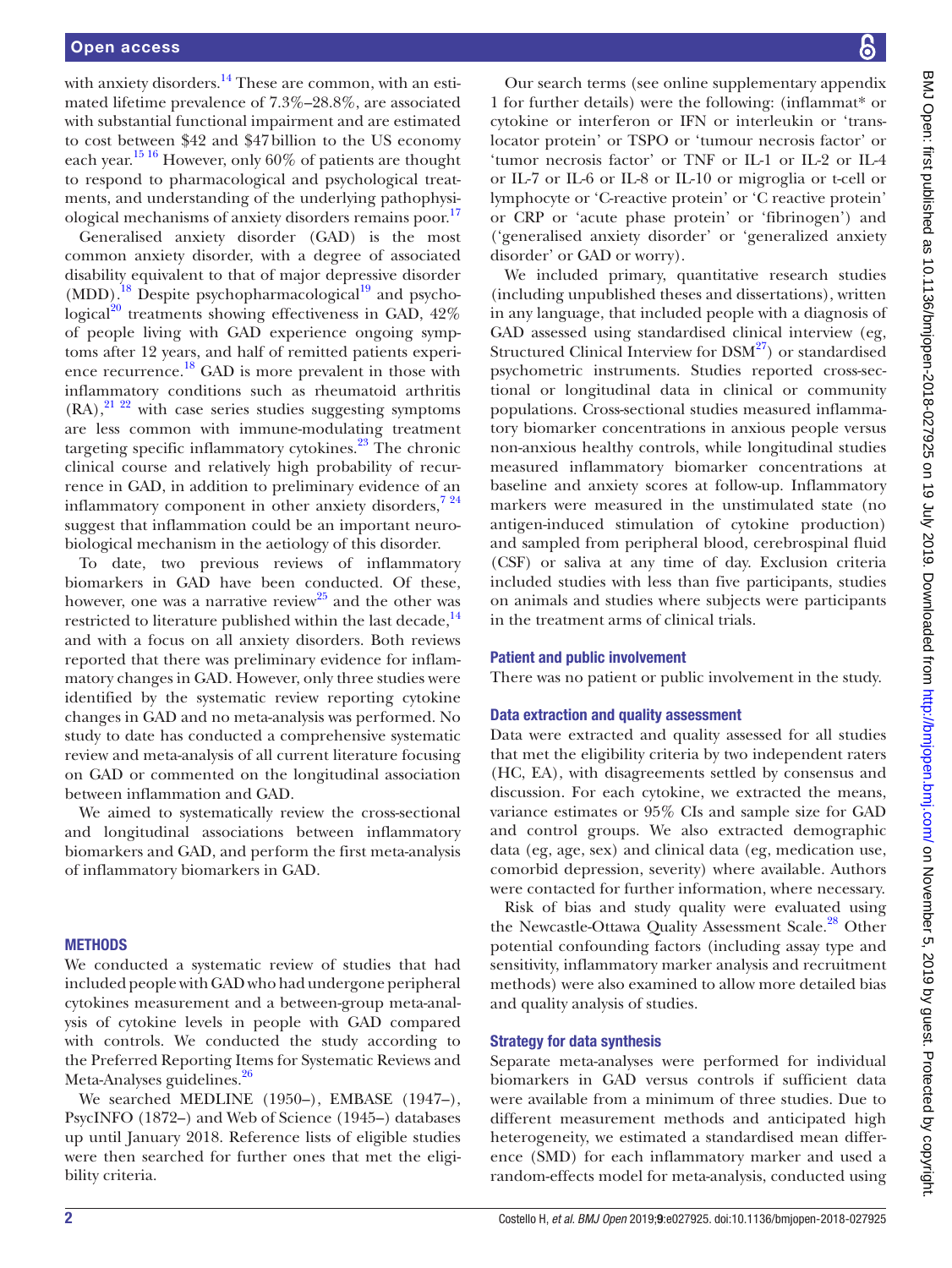with anxiety disorders.[14] These are common, with an estimated lifetime prevalence of 7.3%–28.8%, are associated with substantial functional impairment and are estimated to cost between $42 and $47 billion to the US economy each year.[15 16] However, only 60% of patients are thought to respond to pharmacological and psychological treatments, and understanding of the underlying pathophysiological mechanisms of anxiety disorders remains poor.[17]

Generalised anxiety disorder (GAD) is the most common anxiety disorder, with a degree of associated disability equivalent to that of major depressive disorder (MDD).[18] Despite psychopharmacological[19] and psychological[20] treatments showing effectiveness in GAD, 42% of people living with GAD experience ongoing symptoms after 12 years, and half of remitted patients experience recurrence.[18] GAD is more prevalent in those with inflammatory conditions such as rheumatoid arthritis (RA),[21 22] with case series studies suggesting symptoms are less common with immune-modulating treatment targeting specific inflammatory cytokines.[23] The chronic clinical course and relatively high probability of recurrence in GAD, in addition to preliminary evidence of an inflammatory component in other anxiety disorders,[7 24] suggest that inflammation could be an important neurobiological mechanism in the aetiology of this disorder.

To date, two previous reviews of inflammatory biomarkers in GAD have been conducted. Of these, however, one was a narrative review[25] and the other was restricted to literature published within the last decade,[14] and with a focus on all anxiety disorders. Both reviews reported that there was preliminary evidence for inflammatory changes in GAD. However, only three studies were identified by the systematic review reporting cytokine changes in GAD and no meta-analysis was performed. No study to date has conducted a comprehensive systematic review and meta-analysis of all current literature focusing on GAD or commented on the longitudinal association between inflammation and GAD.

We aimed to systematically review the cross-sectional and longitudinal associations between inflammatory biomarkers and GAD, and perform the first meta-analysis of inflammatory biomarkers in GAD.

## METHODS

We conducted a systematic review of studies that had included people with GAD who had undergone peripheral cytokines measurement and a between-group meta-analysis of cytokine levels in people with GAD compared with controls. We conducted the study according to the Preferred Reporting Items for Systematic Reviews and Meta-Analyses guidelines.[26]

We searched MEDLINE (1950–), EMBASE (1947–), PsycINFO (1872–) and Web of Science (1945–) databases up until January 2018. Reference lists of eligible studies were then searched for further ones that met the eligibility criteria.

Our search terms (see online supplementary appendix 1 for further details) were the following: (inflammat* or cytokine or interferon or IFN or interleukin or 'translocator protein' or TSPO or 'tumour necrosis factor' or 'tumor necrosis factor' or TNF or IL-1 or IL-2 or IL-4 or IL-7 or IL-6 or IL-8 or IL-10 or migroglia or t-cell or lymphocyte or 'C-reactive protein' or 'C reactive protein' or CRP or 'acute phase protein' or 'fibrinogen') and ('generalised anxiety disorder' or 'generalized anxiety disorder' or GAD or worry).

We included primary, quantitative research studies (including unpublished theses and dissertations), written in any language, that included people with a diagnosis of GAD assessed using standardised clinical interview (eg, Structured Clinical Interview for DSM[27]) or standardised psychometric instruments. Studies reported cross-sectional or longitudinal data in clinical or community populations. Cross-sectional studies measured inflammatory biomarker concentrations in anxious people versus non-anxious healthy controls, while longitudinal studies measured inflammatory biomarker concentrations at baseline and anxiety scores at follow-up. Inflammatory markers were measured in the unstimulated state (no antigen-induced stimulation of cytokine production) and sampled from peripheral blood, cerebrospinal fluid (CSF) or saliva at any time of day. Exclusion criteria included studies with less than five participants, studies on animals and studies where subjects were participants in the treatment arms of clinical trials.

### Patient and public involvement

There was no patient or public involvement in the study.

### Data extraction and quality assessment

Data were extracted and quality assessed for all studies that met the eligibility criteria by two independent raters (HC, EA), with disagreements settled by consensus and discussion. For each cytokine, we extracted the means, variance estimates or 95% CIs and sample size for GAD and control groups. We also extracted demographic data (eg, age, sex) and clinical data (eg, medication use, comorbid depression, severity) where available. Authors were contacted for further information, where necessary.

Risk of bias and study quality were evaluated using the Newcastle-Ottawa Quality Assessment Scale.[28] Other potential confounding factors (including assay type and sensitivity, inflammatory marker analysis and recruitment methods) were also examined to allow more detailed bias and quality analysis of studies.

### Strategy for data synthesis

Separate meta-analyses were performed for individual biomarkers in GAD versus controls if sufficient data were available from a minimum of three studies. Due to different measurement methods and anticipated high heterogeneity, we estimated a standardised mean difference (SMD) for each inflammatory marker and used a random-effects model for meta-analysis, conducted using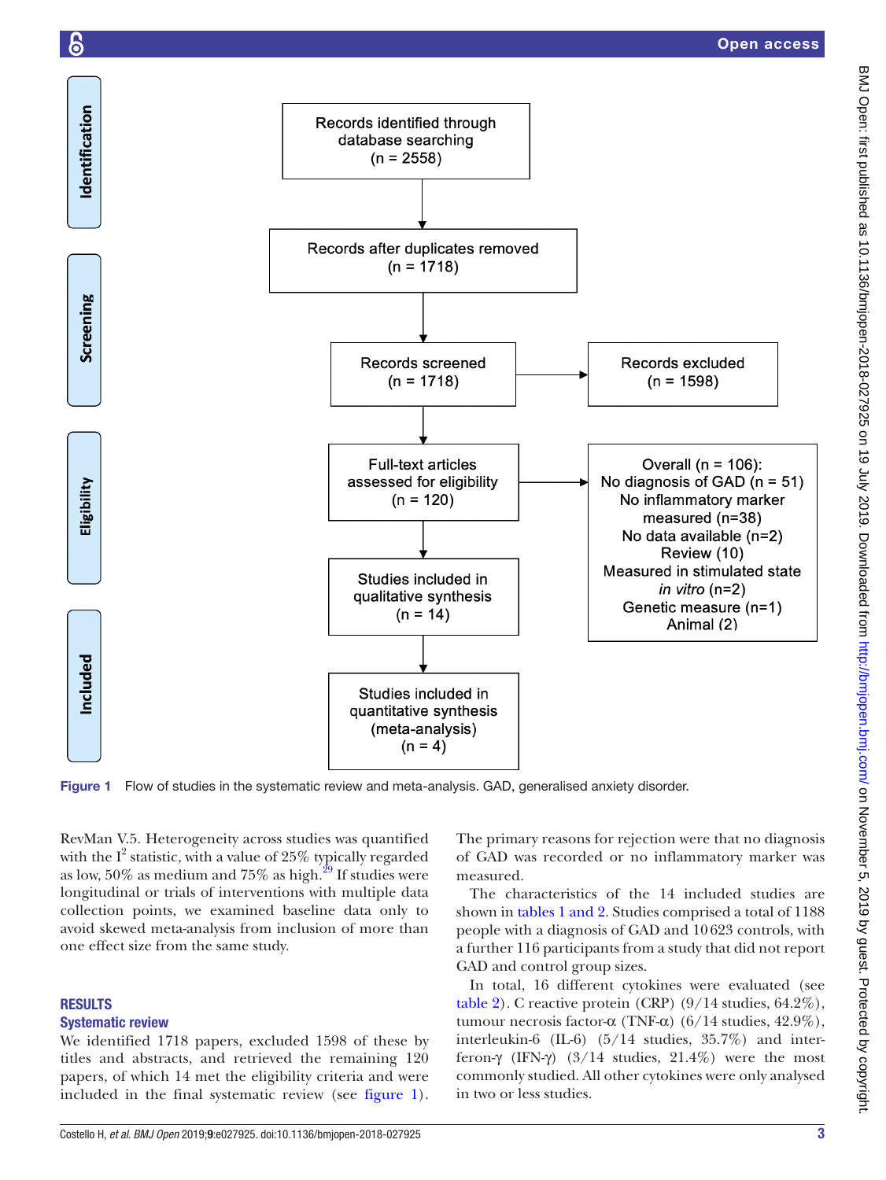Records identified through database searching (n = 2558)

Records after duplicates removed (n = 1718)

Records screened (n = 1718)

Records excluded (n = 1598)

Full-text articles assessed for eligibility (n = 120)

Overall (n = 106):
No diagnosis of GAD (n = 51)
No inflammatory marker measured (n=38)
No data available (n=2)
Review (10)
Measured in stimulated state *in vitro* (n=2)
Genetic measure (n=1)
Animal (2)

Studies included in qualitative synthesis (n = 14)

Studies included in quantitative synthesis (meta-analysis) (n = 4)

Identification | Screening | Eligibility | Included

**Figure 1** Flow of studies in the systematic review and meta-analysis. GAD, generalised anxiety disorder.

RevMan V.5. Heterogeneity across studies was quantified with the $I^2$ statistic, with a value of 25% typically regarded as low, 50% as medium and 75% as high.[29] If studies were longitudinal or trials of interventions with multiple data collection points, we examined baseline data only to avoid skewed meta-analysis from inclusion of more than one effect size from the same study.

## RESULTS

### Systematic review

We identified 1718 papers, excluded 1598 of these by titles and abstracts, and retrieved the remaining 120 papers, of which 14 met the eligibility criteria and were included in the final systematic review (see figure 1). The primary reasons for rejection were that no diagnosis of GAD was recorded or no inflammatory marker was measured.

The characteristics of the 14 included studies are shown in tables 1 and 2. Studies comprised a total of 1188 people with a diagnosis of GAD and 10 623 controls, with a further 116 participants from a study that did not report GAD and control group sizes.

In total, 16 different cytokines were evaluated (see table 2). C reactive protein (CRP) (9/14 studies, 64.2%), tumour necrosis factor-α (TNF-α) (6/14 studies, 42.9%), interleukin-6 (IL-6) (5/14 studies, 35.7%) and interferon-γ (IFN-γ) (3/14 studies, 21.4%) were the most commonly studied. All other cytokines were only analysed in two or less studies.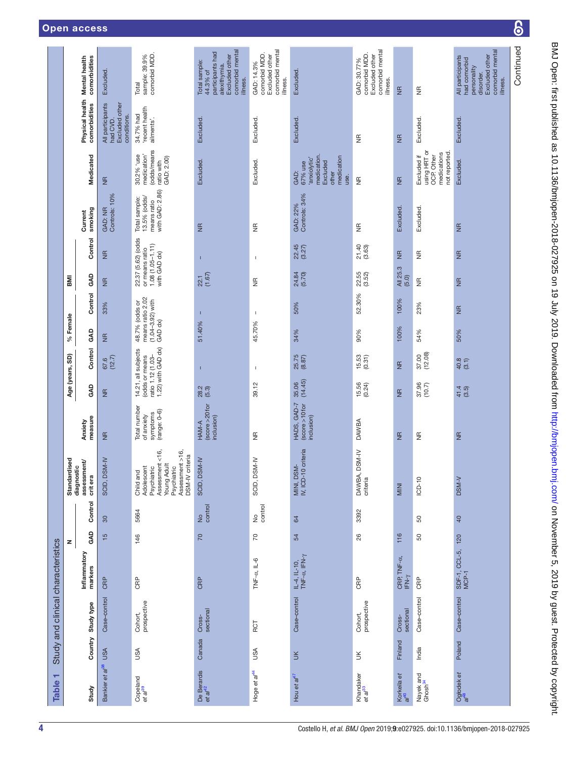**Table 1** Study and clinical characteristics

| Study | Country | Study type | Inflammatory markers | N | | Standardised diagnostic assessment/ crit era | Anxiety measure | Age (years, SD) | | % Female | | BMI | | Current smoking | Medicated | Physical health comorbidities | Mental health comorbidities |
|---|---|---|---|---|---|---|---|---|---|---|---|---|---|---|---|---|---|
| | | | | GAD | Control | | | GAD | Control | GAD | Control | GAD | Control | | | | |
| Bankier et al[38] | USA | Case-control | CRP | 15 | 30 | SCID, DSM-IV | NR | NR | 67.6 (12.7) | NR | 33% | NR | NR | GAD: NR Controls: 10% | NR | All participants had CVD. Excluded other conditions. | Excluded. |
| Copeland et al[39] | USA | Cohort, prospective | CRP | 146 | 5664 | Child and Adolescent Psychiatric Assessment <16, Young Adult Psychiatric Assessment >16, DSM-IV criteria | Total number of anxiety symptoms (range: 0–6) | 14.21, all subjects (odds or means ratio 1.12 (1.03–1.22) with GAD dx) | | 48.7% (odds or means ratio 2.02 (1.04–3.92) with GAD dx) | | 22.37 (5.62) (odds or means ratio 1.08 (1.05–1.11) with GAD dx) | | Total sample: 13.5% (odds/means ratio with GAD: 2.86) | 30.2% 'use medication' (odds/means ratio with GAD: 2.00) | 34.7% had 'recent health ailments'. | Total sample: 39.9% comorbid MDD. |
| De Berardis et al[42] | Canada | Cross-sectional | CRP | 70 | No control | SCID, DSM-IV | HAM-A (score >20 for inclusion) | 28.2 (5.3) | – | 51.40% | – | 22.1 (1.67) | – | NR | Excluded. | Excluded. | Total sample: 44.3% of participants had alexithymia. Excluded other comorbid mental illness. |
| Hoge et al[44] | USA | RCT | TNF-α, IL-6 | 70 | No control | SCID, DSM-IV | NR | 39.12 | – | 45.70% | – | NR | – | NR | Excluded. | Excluded. | GAD: 14.3% comorbid MDD. Excluded other comorbid mental illness. |
| Hou et al[47] | UK | Case-control | IL-4, IL-10, TNF-α, IFN-γ | 54 | 64 | MINI, DSM-IV, ICD-10 criteria | HADS, GAD-7 (score >10 for inclusion) | 35.06 (14.45) | 25.75 (8.87) | 34% | 50% | 24.84 (5.70) | 22.45 (3.27) | GAD: 22% Controls: 34% | GAD: 67% use 'anxiolytic' medication. Excluded other medication use. | Excluded. | Excluded. |
| Khandaker et al[33] | UK | Cohort, prospective | CRP | 26 | 3392 | DAWBA, DSM-IV criteria | DAWBA | 15.56 (0.24) | 15.53 (0.31) | 90% | 52.30% | 22.55 (3.52) | 21.40 (3.63) | NR | NR | NR | GAD: 30.77% comorbid MDD. Excluded other comorbid mental illness. |
| Korkeila et al[40] | Finland | Cross-sectional | CRP, TNF-α, IFN-γ | 116 | | MINI | NR | NR | NR | 100% | 100% | All 25.3 (5.0) | NR | Excluded. | NR | NR | NR |
| Nayek and Ghosh[34] | India | Case-control | CRP | 50 | 50 | ICD-10 | NR | 37.96 (10.7) | 37.00 (12.08) | 54% | 23% | NR | NR | Excluded. | Excluded if using HRT or OCP. Other medications not reported. | Excluded. | NR |
| Oglodek et al[49] | Poland | Case-control | SDF-1, CCL-5, MCP-1 | 120 | 40 | DSM-V | NR | 41.4 (3.5) | 40.8 (3.1) | 50% | NR | NR | NR | NR | Excluded. | Excluded. | All participants had comorbid personality disorder. Excluded other comorbid mental illness. |

Continued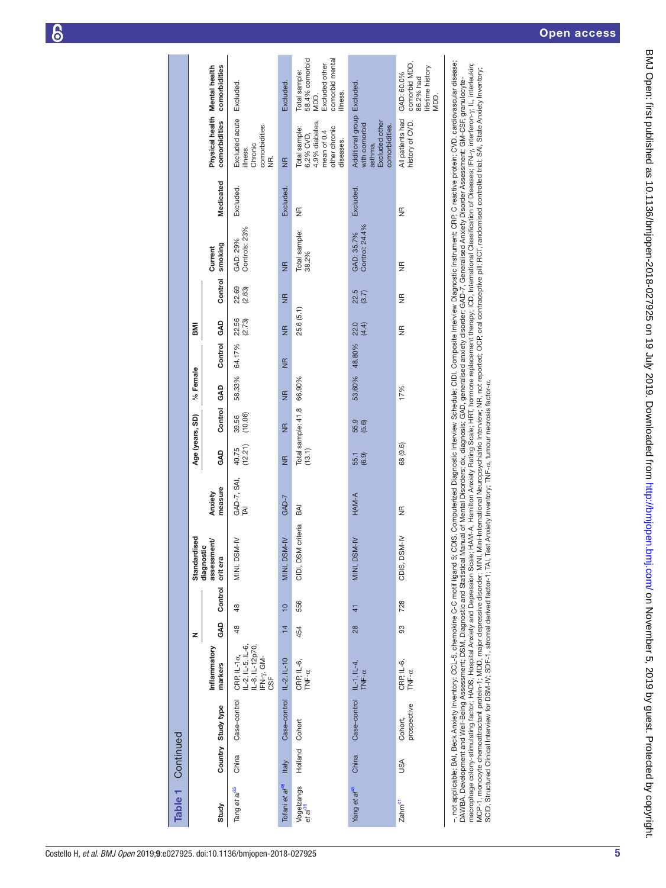**Table 1** Continued

| Study | Country | Study type | Inflammatory markers | N | | Standardised diagnostic assessment/criteria | Anxiety measure | Age (years, SD) | | % Female | | BMI | | Current smoking | Medicated | Physical health comorbidities | Mental health comorbidities |
|---|---|---|---|---|---|---|---|---|---|---|---|---|---|---|---|---|---|
| | | | | GAD | Control | | | GAD | Control | GAD | Control | GAD | Control | | | | |
| Tang *et al*[35] | China | Case-control | CRP, IL-1α, IL-2, IL-5, IL-6, IL-8, IL-12p70, IFN-γ, GM-CSF | 48 | 48 | MINI, DSM-IV | GAD-7, SAI, TAI | 40.75 (12.21) | 39.56 (10.06) | 58.33% | 64.17% | 22.56 (2.73) | 22.69 (2.63) | GAD: 29% Controls: 23% | Excluded. | Excluded acute illness. Chronic comorbidities NR. | Excluded. |
| Tofani *et al*[46] | Italy | Case-control | IL-2, IL-10 | 14 | 10 | MINI, DSM-IV | GAD-7 | NR | NR | NR | NR | NR | NR | NR | Excluded. | NR | Excluded. |
| Vogelzangs *et al*[36] | Holland | Cohort | CRP, IL-6, TNF-α | 454 | 556 | CIDI, DSM criteria | BAI | Total sample: 41.8 (13.1) | | 66.90% | | 25.6 (5.1) | | Total sample: 38.2% | NR | Total sample: 6.2% CVD, 4.9% diabetes, mean of 0.4 other chronic diseases. | Total sample: 58.4% comorbid MDD. Excluded other comorbid mental illness. |
| Yang *et al*[45] | China | Case-control | IL-1, IL-4, TNF-α | 28 | 41 | MINI, DSM-IV | HAM-A | 55.1 (6.9) | 55.9 (5.6) | 53.60% | 48.80% | 22.0 (4.4) | 22.5 (3.7) | GAD: 35.7% Control: 24.4% | Excluded. | Additional group with comorbid asthma. Excluded other comorbidities. | Excluded. |
| Zahn[41] | USA | Cohort, prospective | CRP, IL-6, TNF-α | 93 | 728 | CDIS, DSM-IV | NR | 68 (9.6) | | 17% | | NR | NR | NR | NR | All patients had history of CVD. | GAD: 60.0% comorbid MDD, 86.2% had lifetime history MDD. |

–, not applicable; BAI, Beck Anxiety Inventory; CCL-5, chemokine C-C motif ligand 5; CDIS, Computerized Diagnostic Interview Schedule; CIDI, Composite Interview Diagnostic Instrument; CRP, C reactive protein; CVD, cardiovascular disease; DAWBA, Development and Well-Being Assessment; DSM, Diagnostic and Statistical Manual of Mental Disorders; dx, diagnosis; GAD, generalised anxiety disorder; GAD-7, Generalised Anxiety Disorder Assessment; GM-CSF, granulocyte-macrophage colony-stimulating factor; HADS, Hospital Anxiety and Depression Scale; HAM-A, Hamilton Anxiety Rating Scale; HRT, hormone replacement therapy; ICD, International Classification of Diseases; IFN-γ, interferon-γ; IL, interleukin; MCP-1, monocyte chemoattractant protein-1; MDD, major depressive disorder; MINI, Mini-International Neuropsychiatric Interview; NR, not reported; OCP, oral contraceptive pill; RCT, randomised controlled trial; SAI, State Anxiety Inventory; SCID, Structured Clinical Interview for DSM-IV; SDF-1, stromal derived factor-1; TAI, Test Anxiety Inventory; TNF-α, tumour necrosis factor-α.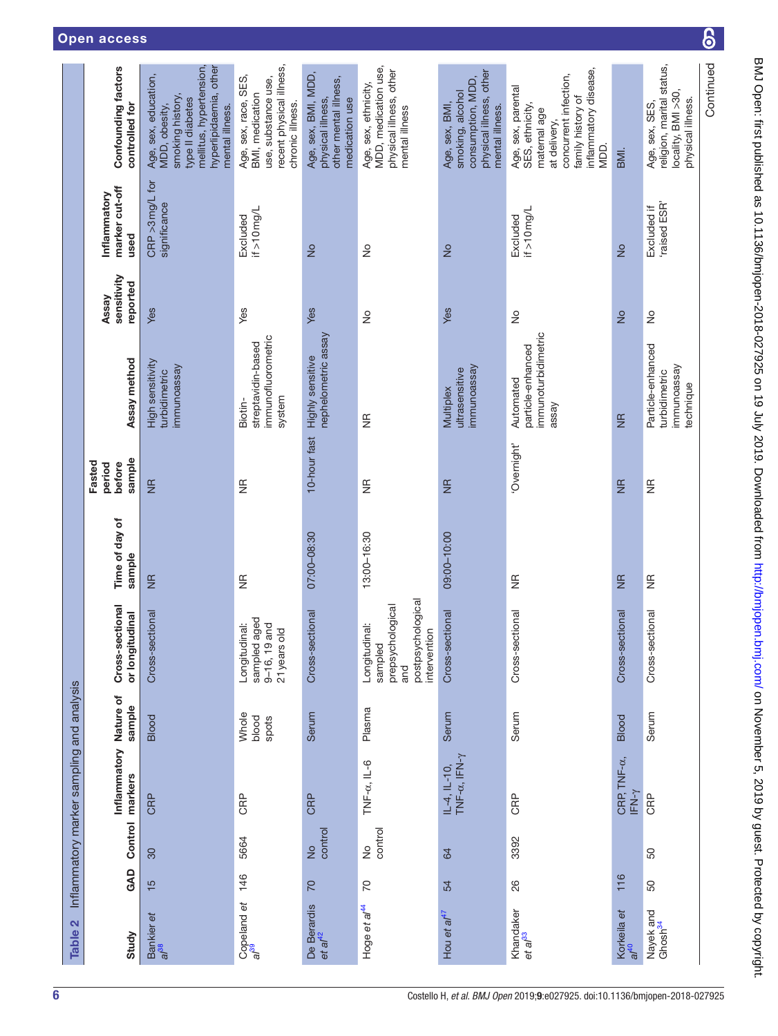**Table 2** Inflammatory marker sampling and analysis

| Study | GAD | Control | Inflammatory markers | Nature of sample | Cross-sectional or longitudinal | Time of day of sample | Fasted period before sample | Assay method | Assay sensitivity reported | Inflammatory marker cut-off used | Confounding factors controlled for |
|---|---|---|---|---|---|---|---|---|---|---|---|
| Bankier *et al*[38] | 15 | 30 | CRP | Blood | Cross-sectional | NR | NR | High sensitivity turbidimetric immunoassay | Yes | CRP >3 mg/L for significance | Age, sex, education, MDD, obesity, smoking history, type II diabetes mellitus, hypertension, hyperlipidaemia, other mental illness. |
| Copeland *et al*[39] | 146 | 5664 | CRP | Whole blood spots | Longitudinal: sampled aged 9–16, 19 and 21 years old | NR | NR | Biotin-streptavidin-based immunofluorometric system | Yes | Excluded if >10 mg/L | Age, sex, race, SES, BMI, medication use, substance use, recent physical illness, chronic illness. |
| De Berardis *et al*[42] | 70 | No control | CRP | Serum | Cross-sectional | 07:00–08:30 | 10-hour fast | Highly sensitive nephelometric assay | Yes | No | Age, sex, BMI, MDD, physical illness, other mental illness, medication use |
| Hoge *et al*[44] | 70 | No control | TNF-α, IL-6 | Plasma | Longitudinal: sampled prepsychological and postpsychological intervention | 13:00–16:30 | NR | NR | No | No | Age, sex, ethnicity, MDD, medication use, physical illness, other mental illness |
| Hou *et al*[47] | 54 | 64 | IL-4, IL-10, TNF-α, IFN-γ | Serum | Cross-sectional | 09:00–10:00 | NR | Multiplex ultrasensitive immunoassay | Yes | No | Age, sex, BMI, smoking, alcohol consumption, MDD, physical illness, other mental illness. |
| Khandaker *et al*[33] | 26 | 3392 | CRP | Serum | Cross-sectional | NR | 'Overnight' | Automated particle-enhanced immunoturbidimetric assay | No | Excluded if >10 mg/L | Age, sex, parental SES, ethnicity, maternal age at delivery, concurrent infection, family history of inflammatory disease, MDD. |
| Korkeila *et al*[40] | 116 | | CRP, TNF-α, IFN-γ | Blood | Cross-sectional | NR | NR | NR | No | No | BMI. |
| Nayek and Ghosh[34] | 50 | 50 | CRP | Serum | Cross-sectional | NR | NR | Particle-enhanced turbidimetric immunoassay technique | No | Excluded if 'raised ESR' | Age, sex, SES, religion, marital status, locality, BMI >30, physical illness. |

Continued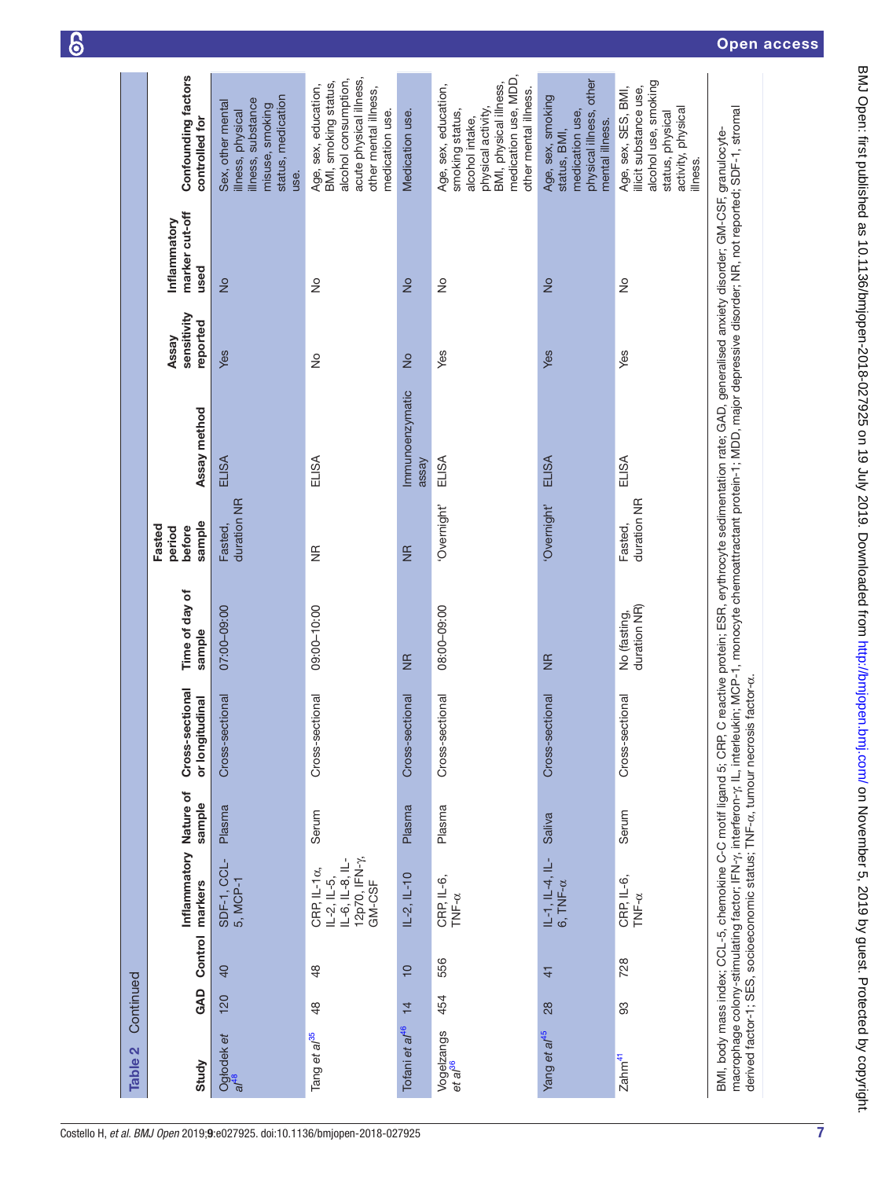**Table 2** Continued

| Study | GAD | Control | Inflammatory markers | Nature of sample | Cross-sectional or longitudinal | Time of day of sample | Fasted period before sample | Assay method | Assay sensitivity reported | Inflammatory marker cut-off used | Confounding factors controlled for |
|---|---|---|---|---|---|---|---|---|---|---|---|
| Oglodek *et al*[48] | 120 | 40 | SDF-1, CCL-5, MCP-1 | Plasma | Cross-sectional | 07:00–09:00 | Fasted, duration NR | ELISA | Yes | No | Sex, other mental illness, physical illness, substance misuse, smoking status, medication use. |
| Tang *et al*[35] | 48 | 48 | CRP, IL-1α, IL-2, IL-5, IL-6, IL-8, IL-12p70, IFN-γ, GM-CSF | Serum | Cross-sectional | 09:00–10:00 | NR | ELISA | No | No | Age, sex, education, BMI, smoking status, alcohol consumption, acute physical illness, other mental illness, medication use. |
| Tofani *et al*[46] | 14 | 10 | IL-2, IL-10 | Plasma | Cross-sectional | NR | NR | Immunoenzymatic assay | No | No | Medication use. |
| Vogelzangs *et al*[36] | 454 | 556 | CRP, IL-6, TNF-α | Plasma | Cross-sectional | 08:00–09:00 | 'Overnight' | ELISA | Yes | No | Age, sex, education, smoking status, alcohol intake, physical activity, BMI, physical illness, medication use, MDD, other mental illness. |
| Yang *et al*[45] | 28 | 41 | IL-1, IL-4, IL-6, TNF-α | Saliva | Cross-sectional | NR | 'Overnight' | ELISA | Yes | No | Age, sex, smoking status, BMI, medication use, physical illness, other mental illness. |
| Zahn[41] | 93 | 728 | CRP, IL-6, TNF-α | Serum | Cross-sectional | No (fasting, duration NR) | Fasted, duration NR | ELISA | Yes | No | Age, sex, SES, BMI, illicit substance use, alcohol use, smoking status, physical activity, physical illness. |

BMI, body mass index; CCL-5, chemokine C-C motif ligand 5; CRP, C reactive protein; ESR, erythrocyte sedimentation rate; GAD, generalised anxiety disorder; GM-CSF, granulocyte-macrophage colony-stimulating factor; IFN-γ, interferon-γ; IL, interleukin; MCP-1, monocyte chemoattractant protein-1; MDD, major depressive disorder; NR, not reported; SDF-1, stromal derived factor-1; SES, socioeconomic status; TNF-α, tumour necrosis factor-α.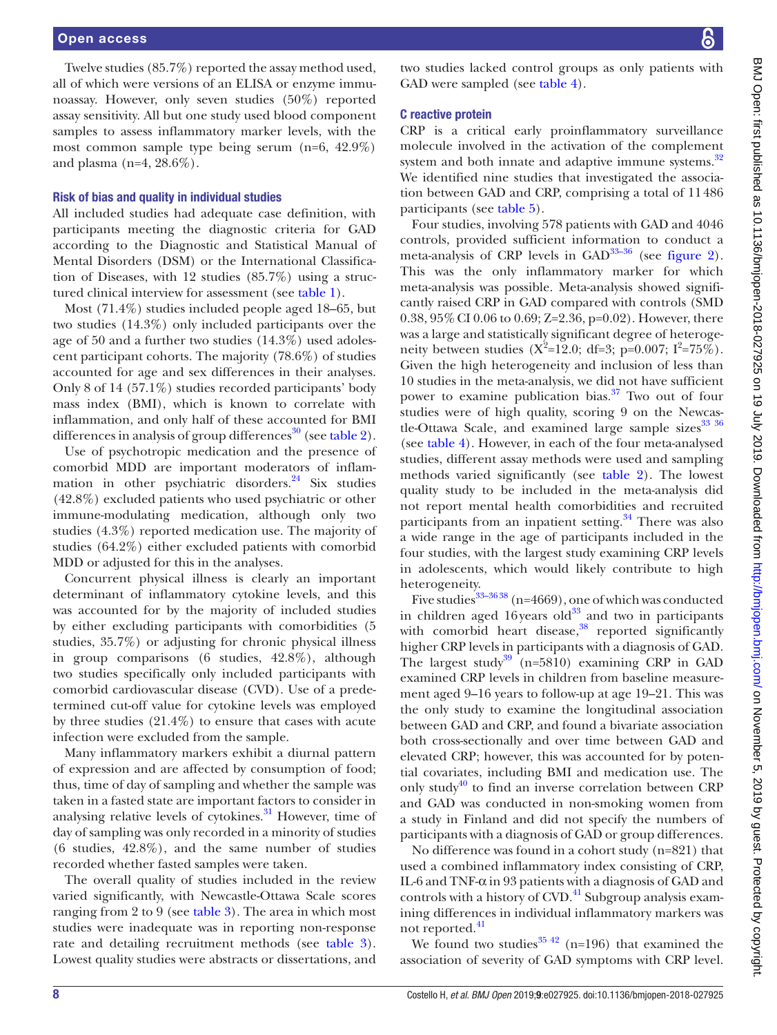Twelve studies (85.7%) reported the assay method used, all of which were versions of an ELISA or enzyme immunoassay. However, only seven studies (50%) reported assay sensitivity. All but one study used blood component samples to assess inflammatory marker levels, with the most common sample type being serum (n=6, 42.9%) and plasma (n=4, 28.6%).

### Risk of bias and quality in individual studies

All included studies had adequate case definition, with participants meeting the diagnostic criteria for GAD according to the Diagnostic and Statistical Manual of Mental Disorders (DSM) or the International Classification of Diseases, with 12 studies (85.7%) using a structured clinical interview for assessment (see table 1).

Most (71.4%) studies included people aged 18–65, but two studies (14.3%) only included participants over the age of 50 and a further two studies (14.3%) used adolescent participant cohorts. The majority (78.6%) of studies accounted for age and sex differences in their analyses. Only 8 of 14 (57.1%) studies recorded participants' body mass index (BMI), which is known to correlate with inflammation, and only half of these accounted for BMI differences in analysis of group differences[30] (see table 2).

Use of psychotropic medication and the presence of comorbid MDD are important moderators of inflammation in other psychiatric disorders.[24] Six studies (42.8%) excluded patients who used psychiatric or other immune-modulating medication, although only two studies (4.3%) reported medication use. The majority of studies (64.2%) either excluded patients with comorbid MDD or adjusted for this in the analyses.

Concurrent physical illness is clearly an important determinant of inflammatory cytokine levels, and this was accounted for by the majority of included studies by either excluding participants with comorbidities (5 studies, 35.7%) or adjusting for chronic physical illness in group comparisons (6 studies, 42.8%), although two studies specifically only included participants with comorbid cardiovascular disease (CVD). Use of a predetermined cut-off value for cytokine levels was employed by three studies (21.4%) to ensure that cases with acute infection were excluded from the sample.

Many inflammatory markers exhibit a diurnal pattern of expression and are affected by consumption of food; thus, time of day of sampling and whether the sample was taken in a fasted state are important factors to consider in analysing relative levels of cytokines.[31] However, time of day of sampling was only recorded in a minority of studies (6 studies, 42.8%), and the same number of studies recorded whether fasted samples were taken.

The overall quality of studies included in the review varied significantly, with Newcastle-Ottawa Scale scores ranging from 2 to 9 (see table 3). The area in which most studies were inadequate was in reporting non-response rate and detailing recruitment methods (see table 3). Lowest quality studies were abstracts or dissertations, and two studies lacked control groups as only patients with GAD were sampled (see table 4).

### C reactive protein

CRP is a critical early proinflammatory surveillance molecule involved in the activation of the complement system and both innate and adaptive immune systems.[32] We identified nine studies that investigated the association between GAD and CRP, comprising a total of 11 486 participants (see table 5).

Four studies, involving 578 patients with GAD and 4046 controls, provided sufficient information to conduct a meta-analysis of CRP levels in GAD[33–36] (see figure 2). This was the only inflammatory marker for which meta-analysis was possible. Meta-analysis showed significantly raised CRP in GAD compared with controls (SMD 0.38, 95% CI 0.06 to 0.69; Z=2.36, p=0.02). However, there was a large and statistically significant degree of heterogeneity between studies ($X^2$=12.0; df=3; p=0.007; $I^2$=75%). Given the high heterogeneity and inclusion of less than 10 studies in the meta-analysis, we did not have sufficient power to examine publication bias.[37] Two out of four studies were of high quality, scoring 9 on the Newcastle-Ottawa Scale, and examined large sample sizes[33 36] (see table 4). However, in each of the four meta-analysed studies, different assay methods were used and sampling methods varied significantly (see table 2). The lowest quality study to be included in the meta-analysis did not report mental health comorbidities and recruited participants from an inpatient setting.[34] There was also a wide range in the age of participants included in the four studies, with the largest study examining CRP levels in adolescents, which would likely contribute to high heterogeneity.

Five studies[33–36 38] (n=4669), one of which was conducted in children aged 16 years old[33] and two in participants with comorbid heart disease,[38] reported significantly higher CRP levels in participants with a diagnosis of GAD. The largest study[39] (n=5810) examining CRP in GAD examined CRP levels in children from baseline measurement aged 9–16 years to follow-up at age 19–21. This was the only study to examine the longitudinal association between GAD and CRP, and found a bivariate association both cross-sectionally and over time between GAD and elevated CRP; however, this was accounted for by potential covariates, including BMI and medication use. The only study[40] to find an inverse correlation between CRP and GAD was conducted in non-smoking women from a study in Finland and did not specify the numbers of participants with a diagnosis of GAD or group differences.

No difference was found in a cohort study (n=821) that used a combined inflammatory index consisting of CRP, IL-6 and TNF-α in 93 patients with a diagnosis of GAD and controls with a history of CVD.[41] Subgroup analysis examining differences in individual inflammatory markers was not reported.[41]

We found two studies[35 42] (n=196) that examined the association of severity of GAD symptoms with CRP level.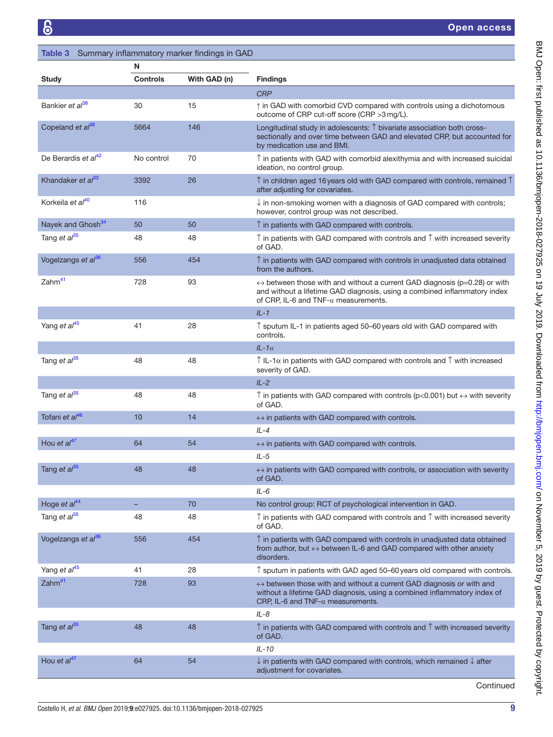**Table 3** Summary inflammatory marker findings in GAD

| Study | N Controls | With GAD (n) | Findings |
|---|---|---|---|
| | | | *CRP* |
| Bankier *et al*[38] | 30 | 15 | ↑ in GAD with comorbid CVD compared with controls using a dichotomous outcome of CRP cut-off score (CRP >3 mg/L). |
| Copeland *et al*[39] | 5664 | 146 | Longitudinal study in adolescents: ↑ bivariate association both cross-sectionally and over time between GAD and elevated CRP, but accounted for by medication use and BMI. |
| De Berardis *et al*[42] | No control | 70 | ↑ in patients with GAD with comorbid alexithymia and with increased suicidal ideation, no control group. |
| Khandaker *et al*[33] | 3392 | 26 | ↑ in children aged 16 years old with GAD compared with controls, remained ↑ after adjusting for covariates. |
| Korkeila *et al*[40] | 116 | | ↓ in non-smoking women with a diagnosis of GAD compared with controls; however, control group was not described. |
| Nayek and Ghosh[34] | 50 | 50 | ↑ in patients with GAD compared with controls. |
| Tang *et al*[35] | 48 | 48 | ↑ in patients with GAD compared with controls and ↑ with increased severity of GAD. |
| Vogelzangs *et al*[36] | 556 | 454 | ↑ in patients with GAD compared with controls in unadjusted data obtained from the authors. |
| Zahm[41] | 728 | 93 | ↔ between those with and without a current GAD diagnosis (p=0.28) or with and without a lifetime GAD diagnosis, using a combined inflammatory index of CRP, IL-6 and TNF-α measurements. |
| | | | *IL-1* |
| Yang *et al*[45] | 41 | 28 | ↑ sputum IL-1 in patients aged 50–60 years old with GAD compared with controls. |
| | | | *IL-1α* |
| Tang *et al*[35] | 48 | 48 | ↑ IL-1α in patients with GAD compared with controls and ↑ with increased severity of GAD. |
| | | | *IL-2* |
| Tang *et al*[35] | 48 | 48 | ↑ in patients with GAD compared with controls (p<0.001) but ↔ with severity of GAD. |
| Tofani *et al*[46] | 10 | 14 | ↔ in patients with GAD compared with controls. |
| | | | *IL-4* |
| Hou *et al*[47] | 64 | 54 | ↔ in patients with GAD compared with controls. |
| | | | *IL-5* |
| Tang *et al*[35] | 48 | 48 | ↔ in patients with GAD compared with controls, or association with severity of GAD. |
| | | | *IL-6* |
| Hoge *et al*[44] | – | 70 | No control group: RCT of psychological intervention in GAD. |
| Tang *et al*[35] | 48 | 48 | ↑ in patients with GAD compared with controls and ↑ with increased severity of GAD. |
| Vogelzangs *et al*[36] | 556 | 454 | ↑ in patients with GAD compared with controls in unadjusted data obtained from author, but ↔ between IL-6 and GAD compared with other anxiety disorders. |
| Yang *et al*[45] | 41 | 28 | ↑ sputum in patients with GAD aged 50–60 years old compared with controls. |
| Zahm[41] | 728 | 93 | ↔ between those with and without a current GAD diagnosis or with and without a lifetime GAD diagnosis, using a combined inflammatory index of CRP, IL-6 and TNF-α measurements. |
| | | | *IL-8* |
| Tang *et al*[35] | 48 | 48 | ↑ in patients with GAD compared with controls and ↑ with increased severity of GAD. |
| | | | *IL-10* |
| Hou *et al*[47] | 64 | 54 | ↓ in patients with GAD compared with controls, which remained ↓ after adjustment for covariates. |

Continued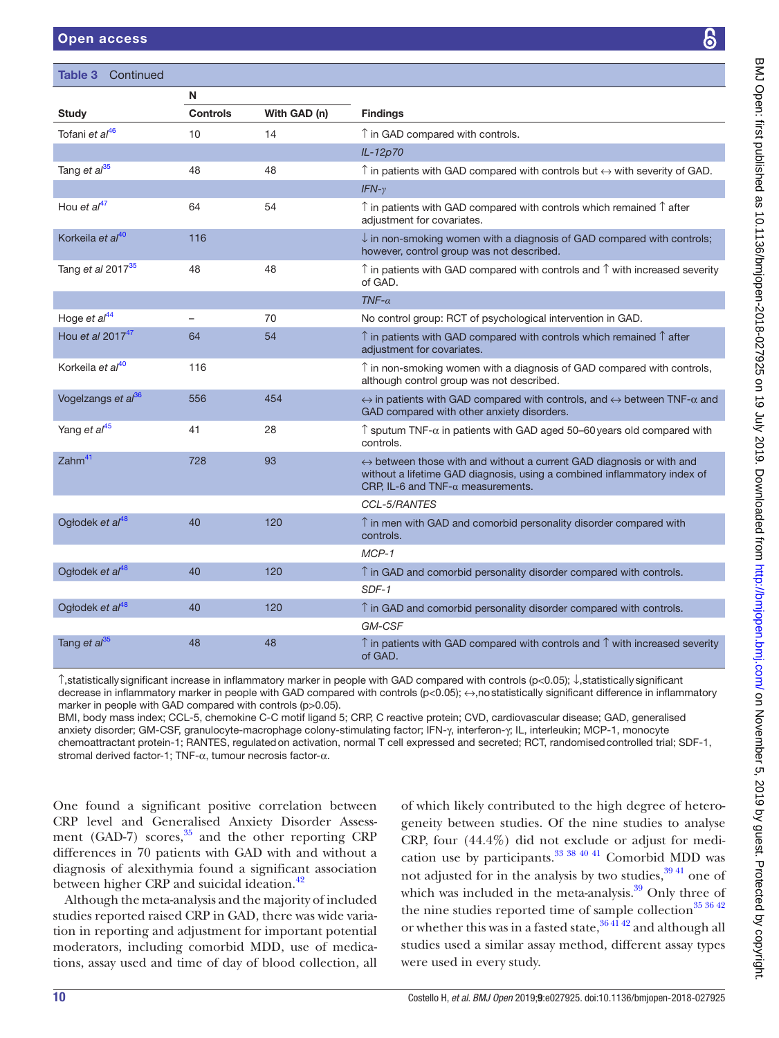**Table 3** Continued

| Study | N Controls | N With GAD (n) | Findings |
|---|---|---|---|
| Tofani *et al*[46] | 10 | 14 | ↑ in GAD compared with controls. |
| | | | *IL-12p70* |
| Tang *et al*[35] | 48 | 48 | ↑ in patients with GAD compared with controls but ↔ with severity of GAD. |
| | | | *IFN-γ* |
| Hou *et al*[47] | 64 | 54 | ↑ in patients with GAD compared with controls which remained ↑ after adjustment for covariates. |
| Korkeila *et al*[40] | 116 | | ↓ in non-smoking women with a diagnosis of GAD compared with controls; however, control group was not described. |
| Tang *et al* 2017[35] | 48 | 48 | ↑ in patients with GAD compared with controls and ↑ with increased severity of GAD. |
| | | | *TNF-α* |
| Hoge *et al*[44] | – | 70 | No control group: RCT of psychological intervention in GAD. |
| Hou *et al* 2017[47] | 64 | 54 | ↑ in patients with GAD compared with controls which remained ↑ after adjustment for covariates. |
| Korkeila *et al*[40] | 116 | | ↑ in non-smoking women with a diagnosis of GAD compared with controls, although control group was not described. |
| Vogelzangs *et al*[36] | 556 | 454 | ↔ in patients with GAD compared with controls, and ↔ between TNF-α and GAD compared with other anxiety disorders. |
| Yang *et al*[45] | 41 | 28 | ↑ sputum TNF-α in patients with GAD aged 50–60 years old compared with controls. |
| Zahm[41] | 728 | 93 | ↔ between those with and without a current GAD diagnosis or with and without a lifetime GAD diagnosis, using a combined inflammatory index of CRP, IL-6 and TNF-α measurements. |
| | | | *CCL-5/RANTES* |
| Ogłodek *et al*[48] | 40 | 120 | ↑ in men with GAD and comorbid personality disorder compared with controls. |
| | | | *MCP-1* |
| Ogłodek *et al*[48] | 40 | 120 | ↑ in GAD and comorbid personality disorder compared with controls. |
| | | | *SDF-1* |
| Ogłodek *et al*[48] | 40 | 120 | ↑ in GAD and comorbid personality disorder compared with controls. |
| | | | *GM-CSF* |
| Tang *et al*[35] | 48 | 48 | ↑ in patients with GAD compared with controls and ↑ with increased severity of GAD. |

↑,statistically significant increase in inflammatory marker in people with GAD compared with controls (p<0.05); ↓,statistically significant decrease in inflammatory marker in people with GAD compared with controls (p<0.05); ↔,no statistically significant difference in inflammatory marker in people with GAD compared with controls (p>0.05).
BMI, body mass index; CCL-5, chemokine C-C motif ligand 5; CRP, C reactive protein; CVD, cardiovascular disease; GAD, generalised anxiety disorder; GM-CSF, granulocyte-macrophage colony-stimulating factor; IFN-γ, interferon-γ; IL, interleukin; MCP-1, monocyte chemoattractant protein-1; RANTES, regulated on activation, normal T cell expressed and secreted; RCT, randomised controlled trial; SDF-1, stromal derived factor-1; TNF-α, tumour necrosis factor-α.

One found a significant positive correlation between CRP level and Generalised Anxiety Disorder Assessment (GAD-7) scores,[35] and the other reporting CRP differences in 70 patients with GAD with and without a diagnosis of alexithymia found a significant association between higher CRP and suicidal ideation.[42]

Although the meta-analysis and the majority of included studies reported raised CRP in GAD, there was wide variation in reporting and adjustment for important potential moderators, including comorbid MDD, use of medications, assay used and time of day of blood collection, all of which likely contributed to the high degree of heterogeneity between studies. Of the nine studies to analyse CRP, four (44.4%) did not exclude or adjust for medication use by participants.[33 38 40 41] Comorbid MDD was not adjusted for in the analysis by two studies,[39 41] one of which was included in the meta-analysis.[39] Only three of the nine studies reported time of sample collection[35 36 42] or whether this was in a fasted state,[36 41 42] and although all studies used a similar assay method, different assay types were used in every study.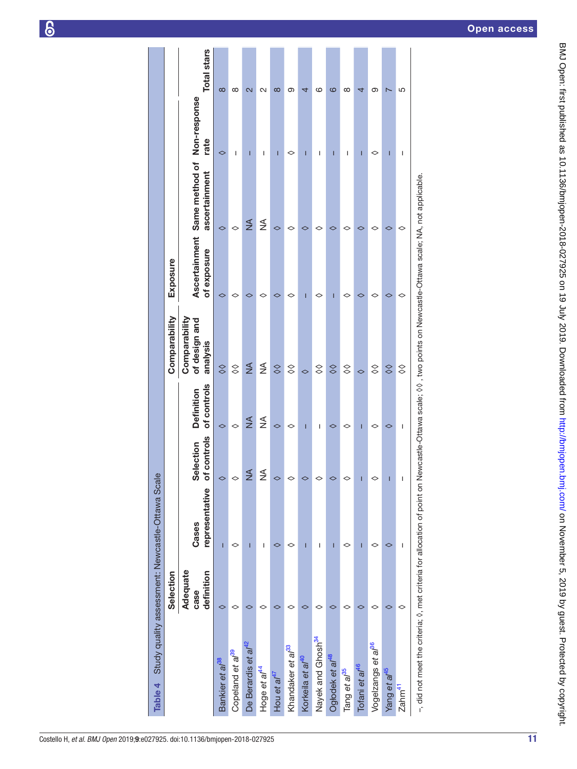**Table 4** Study quality assessment: Newcastle-Ottawa Scale

| | Selection | | | | Comparability | Exposure | | | |
|---|---|---|---|---|---|---|---|---|---|
| | Adequate case definition | Cases representative | Selection of controls | Definition of controls | Comparability of design and analysis | Ascertainment of exposure | Same method of ascertainment | Non-response rate | Total stars |
| Bankier *et al*[38] | ◊ | – | ◊ | ◊ | ◊◊ | ◊ | ◊ | ◊ | 8 |
| Copeland *et al*[39] | ◊ | ◊ | ◊ | ◊ | ◊◊ | ◊ | ◊ | – | 8 |
| De Berardis *et al*[42] | ◊ | – | NA | NA | NA | ◊ | NA | – | 2 |
| Hoge *et al*[44] | ◊ | – | NA | NA | NA | ◊ | NA | – | 2 |
| Hou *et al*[47] | ◊ | ◊ | ◊ | ◊ | ◊◊ | ◊ | ◊ | – | 8 |
| Khandaker *et al*[33] | ◊ | ◊ | ◊ | ◊ | ◊◊ | ◊ | ◊ | ◊ | 9 |
| Korkeila *et al*[40] | ◊ | – | ◊ | – | ◊ | – | ◊ | – | 4 |
| Nayek and Ghosh[34] | ◊ | – | ◊ | – | ◊◊ | ◊ | ◊ | – | 6 |
| Oglodek *et al*[48] | ◊ | – | ◊ | ◊ | ◊◊ | – | ◊ | – | 6 |
| Tang *et al*[35] | ◊ | ◊ | ◊ | ◊ | ◊◊ | ◊ | ◊ | – | 8 |
| Tofani *et al*[46] | ◊ | – | – | – | ◊ | ◊ | ◊ | – | 4 |
| Vogelzangs *et al*[36] | ◊ | ◊ | ◊ | ◊ | ◊◊ | ◊ | ◊ | ◊ | 9 |
| Yang *et al*[45] | ◊ | ◊ | – | ◊ | ◊◊ | ◊ | ◊ | – | 7 |
| Zahm[41] | ◊ | – | – | – | ◊◊ | ◊ | ◊ | – | 5 |

–, did not meet the criteria; ◊, met criteria for allocation of point on Newcastle-Ottawa scale; ◊◊ , two points on Newcastle-Ottawa scale; NA, not applicable.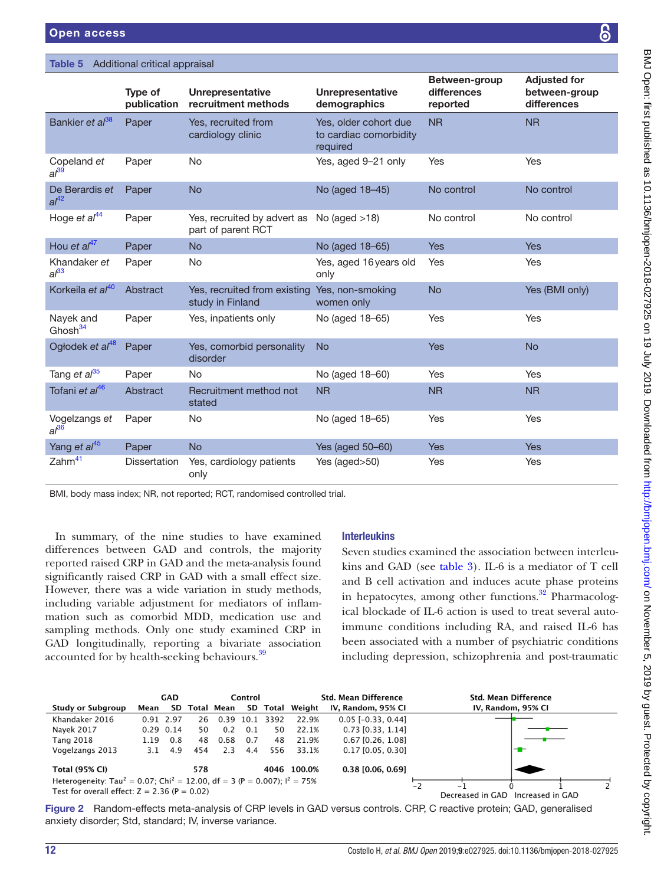**Table 5** Additional critical appraisal

| | Type of publication | Unrepresentative recruitment methods | Unrepresentative demographics | Between-group differences reported | Adjusted for between-group differences |
|---|---|---|---|---|---|
| Bankier *et al*[38] | Paper | Yes, recruited from cardiology clinic | Yes, older cohort due to cardiac comorbidity required | NR | NR |
| Copeland *et al*[39] | Paper | No | Yes, aged 9–21 only | Yes | Yes |
| De Berardis *et al*[42] | Paper | No | No (aged 18–45) | No control | No control |
| Hoge *et al*[44] | Paper | Yes, recruited by advert as part of parent RCT | No (aged >18) | No control | No control |
| Hou *et al*[47] | Paper | No | No (aged 18–65) | Yes | Yes |
| Khandaker *et al*[33] | Paper | No | Yes, aged 16 years old only | Yes | Yes |
| Korkeila *et al*[40] | Abstract | Yes, recruited from existing study in Finland | Yes, non-smoking women only | No | Yes (BMI only) |
| Nayek and Ghosh[34] | Paper | Yes, inpatients only | No (aged 18–65) | Yes | Yes |
| Ogłodek *et al*[48] | Paper | Yes, comorbid personality disorder | No | Yes | No |
| Tang *et al*[35] | Paper | No | No (aged 18–60) | Yes | Yes |
| Tofani *et al*[46] | Abstract | Recruitment method not stated | NR | NR | NR |
| Vogelzangs *et al*[36] | Paper | No | No (aged 18–65) | Yes | Yes |
| Yang *et al*[45] | Paper | No | Yes (aged 50–60) | Yes | Yes |
| Zahm[41] | Dissertation | Yes, cardiology patients only | Yes (aged>50) | Yes | Yes |

BMI, body mass index; NR, not reported; RCT, randomised controlled trial.

In summary, of the nine studies to have examined differences between GAD and controls, the majority reported raised CRP in GAD and the meta-analysis found significantly raised CRP in GAD with a small effect size. However, there was a wide variation in study methods, including variable adjustment for mediators of inflammation such as comorbid MDD, medication use and sampling methods. Only one study examined CRP in GAD longitudinally, reporting a bivariate association accounted for by health-seeking behaviours.[39]

### Interleukins

Seven studies examined the association between interleukins and GAD (see table 3). IL-6 is a mediator of T cell and B cell activation and induces acute phase proteins in hepatocytes, among other functions.[32] Pharmacological blockade of IL-6 action is used to treat several autoimmune conditions including RA, and raised IL-6 has been associated with a number of psychiatric conditions including depression, schizophrenia and post-traumatic

| Study or Subgroup | GAD Mean | GAD SD | GAD Total | Control Mean | Control SD | Control Total | Weight | Std. Mean Difference IV, Random, 95% CI |
|---|---|---|---|---|---|---|---|---|
| Khandaker 2016 | 0.91 | 2.97 | 26 | 0.39 | 10.1 | 3392 | 22.9% | 0.05 [−0.33, 0.44] |
| Nayek 2017 | 0.29 | 0.14 | 50 | 0.2 | 0.1 | 50 | 22.1% | 0.73 [0.33, 1.14] |
| Tang 2018 | 1.19 | 0.8 | 48 | 0.68 | 0.7 | 48 | 21.9% | 0.67 [0.26, 1.08] |
| Vogelzangs 2013 | 3.1 | 4.9 | 454 | 2.3 | 4.4 | 556 | 33.1% | 0.17 [0.05, 0.30] |
| **Total (95% CI)** | | | **578** | | | **4046** | **100.0%** | **0.38 [0.06, 0.69]** |

Heterogeneity: $Tau^2 = 0.07$; $Chi^2 = 12.00$, $df = 3$ ($P = 0.007$); $I^2 = 75\%$
Test for overall effect: $Z = 2.36$ ($P = 0.02$)

Decreased in GAD — Increased in GAD

**Figure 2** Random-effects meta-analysis of CRP levels in GAD versus controls. CRP, C reactive protein; GAD, generalised anxiety disorder; Std, standard; IV, inverse variance.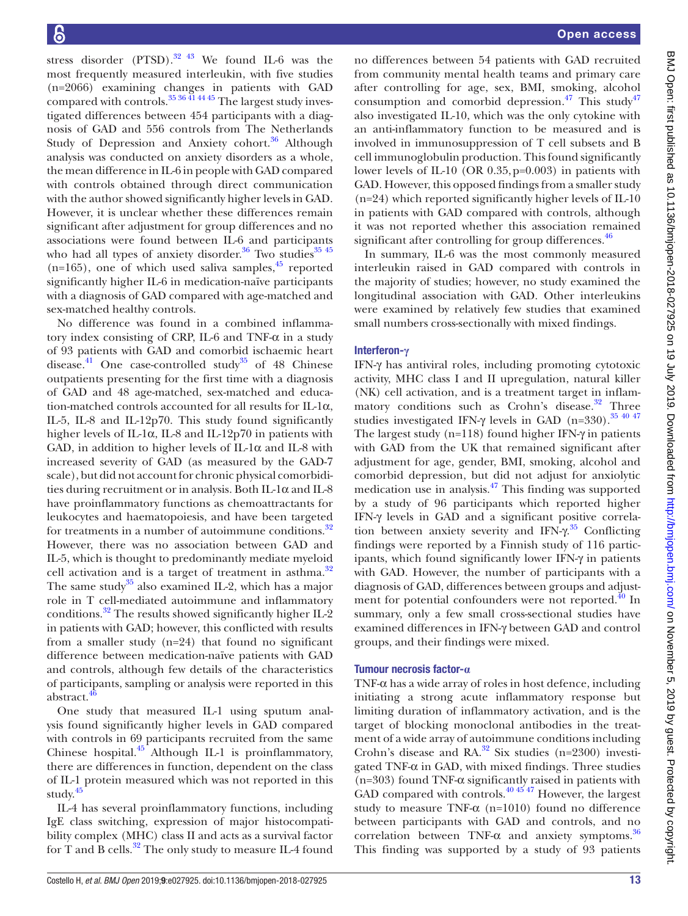stress disorder (PTSD).[32 43] We found IL-6 was the most frequently measured interleukin, with five studies (n=2066) examining changes in patients with GAD compared with controls.[35 36 41 44 45] The largest study investigated differences between 454 participants with a diagnosis of GAD and 556 controls from The Netherlands Study of Depression and Anxiety cohort.[36] Although analysis was conducted on anxiety disorders as a whole, the mean difference in IL-6 in people with GAD compared with controls obtained through direct communication with the author showed significantly higher levels in GAD. However, it is unclear whether these differences remain significant after adjustment for group differences and no associations were found between IL-6 and participants who had all types of anxiety disorder.[36] Two studies[35 45] (n=165), one of which used saliva samples,[45] reported significantly higher IL-6 in medication-naïve participants with a diagnosis of GAD compared with age-matched and sex-matched healthy controls.

No difference was found in a combined inflammatory index consisting of CRP, IL-6 and TNF-α in a study of 93 patients with GAD and comorbid ischaemic heart disease.[41] One case-controlled study[35] of 48 Chinese outpatients presenting for the first time with a diagnosis of GAD and 48 age-matched, sex-matched and education-matched controls accounted for all results for IL-1α, IL-5, IL-8 and IL-12p70. This study found significantly higher levels of IL-1α, IL-8 and IL-12p70 in patients with GAD, in addition to higher levels of IL-1α and IL-8 with increased severity of GAD (as measured by the GAD-7 scale), but did not account for chronic physical comorbidities during recruitment or in analysis. Both IL-1α and IL-8 have proinflammatory functions as chemoattractants for leukocytes and haematopoiesis, and have been targeted for treatments in a number of autoimmune conditions.[32] However, there was no association between GAD and IL-5, which is thought to predominantly mediate myeloid cell activation and is a target of treatment in asthma.[32] The same study[35] also examined IL-2, which has a major role in T cell-mediated autoimmune and inflammatory conditions.[32] The results showed significantly higher IL-2 in patients with GAD; however, this conflicted with results from a smaller study (n=24) that found no significant difference between medication-naïve patients with GAD and controls, although few details of the characteristics of participants, sampling or analysis were reported in this abstract.[46]

One study that measured IL-1 using sputum analysis found significantly higher levels in GAD compared with controls in 69 participants recruited from the same Chinese hospital.[45] Although IL-1 is proinflammatory, there are differences in function, dependent on the class of IL-1 protein measured which was not reported in this study.[45]

IL-4 has several proinflammatory functions, including IgE class switching, expression of major histocompatibility complex (MHC) class II and acts as a survival factor for T and B cells.[32] The only study to measure IL-4 found no differences between 54 patients with GAD recruited from community mental health teams and primary care after controlling for age, sex, BMI, smoking, alcohol consumption and comorbid depression.[47] This study[47] also investigated IL-10, which was the only cytokine with an anti-inflammatory function to be measured and is involved in immunosuppression of T cell subsets and B cell immunoglobulin production. This found significantly lower levels of IL-10 (OR 0.35, p=0.003) in patients with GAD. However, this opposed findings from a smaller study (n=24) which reported significantly higher levels of IL-10 in patients with GAD compared with controls, although it was not reported whether this association remained significant after controlling for group differences.[46]

In summary, IL-6 was the most commonly measured interleukin raised in GAD compared with controls in the majority of studies; however, no study examined the longitudinal association with GAD. Other interleukins were examined by relatively few studies that examined small numbers cross-sectionally with mixed findings.

### Interferon-γ

IFN-γ has antiviral roles, including promoting cytotoxic activity, MHC class I and II upregulation, natural killer (NK) cell activation, and is a treatment target in inflammatory conditions such as Crohn's disease.[32] Three studies investigated IFN-γ levels in GAD (n=330).[35 40 47] The largest study (n=118) found higher IFN-γ in patients with GAD from the UK that remained significant after adjustment for age, gender, BMI, smoking, alcohol and comorbid depression, but did not adjust for anxiolytic medication use in analysis.[47] This finding was supported by a study of 96 participants which reported higher IFN-γ levels in GAD and a significant positive correlation between anxiety severity and IFN-γ.[35] Conflicting findings were reported by a Finnish study of 116 participants, which found significantly lower IFN-γ in patients with GAD. However, the number of participants with a diagnosis of GAD, differences between groups and adjustment for potential confounders were not reported.[40] In summary, only a few small cross-sectional studies have examined differences in IFN-γ between GAD and control groups, and their findings were mixed.

### Tumour necrosis factor-α

TNF-α has a wide array of roles in host defence, including initiating a strong acute inflammatory response but limiting duration of inflammatory activation, and is the target of blocking monoclonal antibodies in the treatment of a wide array of autoimmune conditions including Crohn's disease and RA.[32] Six studies (n=2300) investigated TNF-α in GAD, with mixed findings. Three studies (n=303) found TNF-α significantly raised in patients with GAD compared with controls.[40 45 47] However, the largest study to measure TNF-α (n=1010) found no difference between participants with GAD and controls, and no correlation between TNF-α and anxiety symptoms.[36] This finding was supported by a study of 93 patients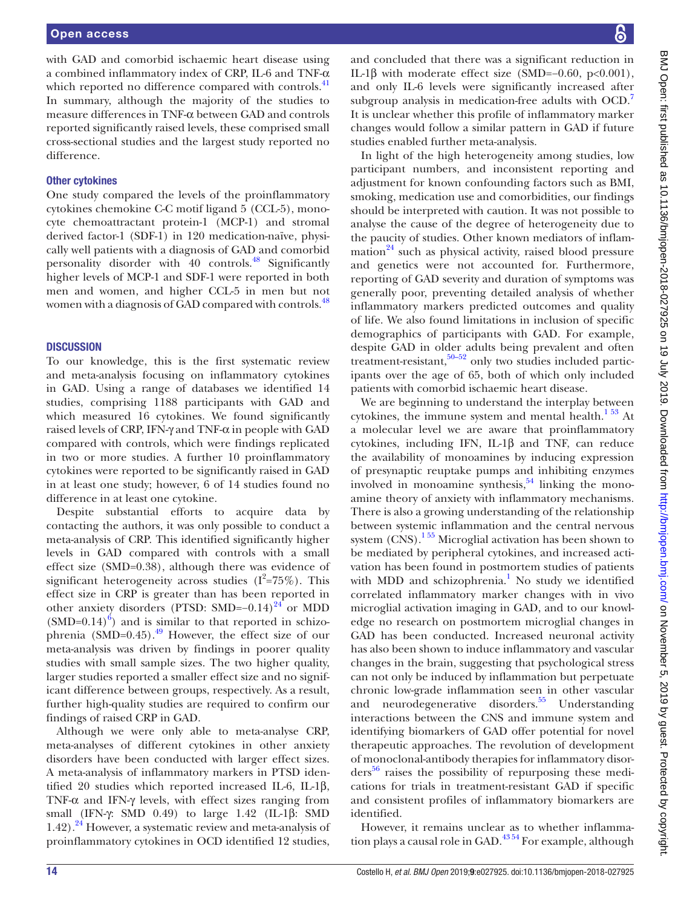with GAD and comorbid ischaemic heart disease using a combined inflammatory index of CRP, IL-6 and TNF-α which reported no difference compared with controls.[41] In summary, although the majority of the studies to measure differences in TNF-α between GAD and controls reported significantly raised levels, these comprised small cross-sectional studies and the largest study reported no difference.

### Other cytokines

One study compared the levels of the proinflammatory cytokines chemokine C-C motif ligand 5 (CCL-5), monocyte chemoattractant protein-1 (MCP-1) and stromal derived factor-1 (SDF-1) in 120 medication-naïve, physically well patients with a diagnosis of GAD and comorbid personality disorder with 40 controls.[48] Significantly higher levels of MCP-1 and SDF-1 were reported in both men and women, and higher CCL-5 in men but not women with a diagnosis of GAD compared with controls.[48]

## DISCUSSION

To our knowledge, this is the first systematic review and meta-analysis focusing on inflammatory cytokines in GAD. Using a range of databases we identified 14 studies, comprising 1188 participants with GAD and which measured 16 cytokines. We found significantly raised levels of CRP, IFN-γ and TNF-α in people with GAD compared with controls, which were findings replicated in two or more studies. A further 10 proinflammatory cytokines were reported to be significantly raised in GAD in at least one study; however, 6 of 14 studies found no difference in at least one cytokine.

Despite substantial efforts to acquire data by contacting the authors, it was only possible to conduct a meta-analysis of CRP. This identified significantly higher levels in GAD compared with controls with a small effect size (SMD=0.38), although there was evidence of significant heterogeneity across studies ($I^2$=75%). This effect size in CRP is greater than has been reported in other anxiety disorders (PTSD: SMD=−0.14)[24] or MDD (SMD=0.14)[6]) and is similar to that reported in schizophrenia (SMD=0.45).[49] However, the effect size of our meta-analysis was driven by findings in poorer quality studies with small sample sizes. The two higher quality, larger studies reported a smaller effect size and no significant difference between groups, respectively. As a result, further high-quality studies are required to confirm our findings of raised CRP in GAD.

Although we were only able to meta-analyse CRP, meta-analyses of different cytokines in other anxiety disorders have been conducted with larger effect sizes. A meta-analysis of inflammatory markers in PTSD identified 20 studies which reported increased IL-6, IL-1β, TNF-α and IFN-γ levels, with effect sizes ranging from small (IFN-γ: SMD 0.49) to large 1.42 (IL-1β: SMD 1.42).[24] However, a systematic review and meta-analysis of proinflammatory cytokines in OCD identified 12 studies, and concluded that there was a significant reduction in IL-1β with moderate effect size (SMD=−0.60, p<0.001), and only IL-6 levels were significantly increased after subgroup analysis in medication-free adults with OCD.[7] It is unclear whether this profile of inflammatory marker changes would follow a similar pattern in GAD if future studies enabled further meta-analysis.

In light of the high heterogeneity among studies, low participant numbers, and inconsistent reporting and adjustment for known confounding factors such as BMI, smoking, medication use and comorbidities, our findings should be interpreted with caution. It was not possible to analyse the cause of the degree of heterogeneity due to the paucity of studies. Other known mediators of inflammation[24] such as physical activity, raised blood pressure and genetics were not accounted for. Furthermore, reporting of GAD severity and duration of symptoms was generally poor, preventing detailed analysis of whether inflammatory markers predicted outcomes and quality of life. We also found limitations in inclusion of specific demographics of participants with GAD. For example, despite GAD in older adults being prevalent and often treatment-resistant,[50–52] only two studies included participants over the age of 65, both of which only included patients with comorbid ischaemic heart disease.

We are beginning to understand the interplay between cytokines, the immune system and mental health.[1 53] At a molecular level we are aware that proinflammatory cytokines, including IFN, IL-1β and TNF, can reduce the availability of monoamines by inducing expression of presynaptic reuptake pumps and inhibiting enzymes involved in monoamine synthesis,[54] linking the monoamine theory of anxiety with inflammatory mechanisms. There is also a growing understanding of the relationship between systemic inflammation and the central nervous system (CNS).[1 55] Microglial activation has been shown to be mediated by peripheral cytokines, and increased activation has been found in postmortem studies of patients with MDD and schizophrenia.[1] No study we identified correlated inflammatory marker changes with in vivo microglial activation imaging in GAD, and to our knowledge no research on postmortem microglial changes in GAD has been conducted. Increased neuronal activity has also been shown to induce inflammatory and vascular changes in the brain, suggesting that psychological stress can not only be induced by inflammation but perpetuate chronic low-grade inflammation seen in other vascular and neurodegenerative disorders.[55] Understanding interactions between the CNS and immune system and identifying biomarkers of GAD offer potential for novel therapeutic approaches. The revolution of development of monoclonal-antibody therapies for inflammatory disorders[56] raises the possibility of repurposing these medications for trials in treatment-resistant GAD if specific and consistent profiles of inflammatory biomarkers are identified.

However, it remains unclear as to whether inflammation plays a causal role in GAD.[43 54] For example, although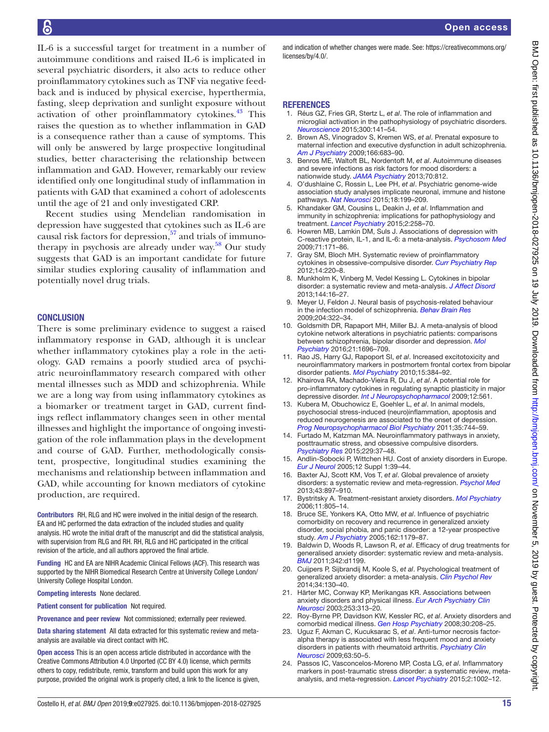IL-6 is a successful target for treatment in a number of autoimmune conditions and raised IL-6 is implicated in several psychiatric disorders, it also acts to reduce other proinflammatory cytokines such as TNF via negative feedback and is induced by physical exercise, hyperthermia, fasting, sleep deprivation and sunlight exposure without activation of other proinflammatory cytokines.[43] This raises the question as to whether inflammation in GAD is a consequence rather than a cause of symptoms. This will only be answered by large prospective longitudinal studies, better characterising the relationship between inflammation and GAD. However, remarkably our review identified only one longitudinal study of inflammation in patients with GAD that examined a cohort of adolescents until the age of 21 and only investigated CRP.

Recent studies using Mendelian randomisation in depression have suggested that cytokines such as IL-6 are causal risk factors for depression,[57] and trials of immunotherapy in psychosis are already under way.[58] Our study suggests that GAD is an important candidate for future similar studies exploring causality of inflammation and potentially novel drug trials.

## CONCLUSION

There is some preliminary evidence to suggest a raised inflammatory response in GAD, although it is unclear whether inflammatory cytokines play a role in the aetiology. GAD remains a poorly studied area of psychiatric neuroinflammatory research compared with other mental illnesses such as MDD and schizophrenia. While we are a long way from using inflammatory cytokines as a biomarker or treatment target in GAD, current findings reflect inflammatory changes seen in other mental illnesses and highlight the importance of ongoing investigation of the role inflammation plays in the development and course of GAD. Further, methodologically consistent, prospective, longitudinal studies examining the mechanisms and relationship between inflammation and GAD, while accounting for known mediators of cytokine production, are required.

**Contributors** RH, RLG and HC were involved in the initial design of the research. EA and HC performed the data extraction of the included studies and quality analysis. HC wrote the initial draft of the manuscript and did the statistical analysis, with supervision from RLG and RH. RH, RLG and HC participated in the critical revision of the article, and all authors approved the final article.

**Funding** HC and EA are NIHR Academic Clinical Fellows (ACF). This research was supported by the NIHR Biomedical Research Centre at University College London/ University College Hospital London.

**Competing interests** None declared.

**Patient consent for publication** Not required.

**Provenance and peer review** Not commissioned; externally peer reviewed.

**Data sharing statement** All data extracted for this systematic review and meta-analysis are available via direct contact with HC.

**Open access** This is an open access article distributed in accordance with the Creative Commons Attribution 4.0 Unported (CC BY 4.0) license, which permits others to copy, redistribute, remix, transform and build upon this work for any purpose, provided the original work is properly cited, a link to the licence is given, and indication of whether changes were made. See: https://creativecommons.org/licenses/by/4.0/.

## REFERENCES

1. Réus GZ, Fries GR, Stertz L, *et al*. The role of inflammation and microglial activation in the pathophysiology of psychiatric disorders. *Neuroscience* 2015;300:141–54.
2. Brown AS, Vinogradov S, Kremen WS, *et al*. Prenatal exposure to maternal infection and executive dysfunction in adult schizophrenia. *Am J Psychiatry* 2009;166:683–90.
3. Benros ME, Waltoft BL, Nordentoft M, *et al*. Autoimmune diseases and severe infections as risk factors for mood disorders: a nationwide study. *JAMA Psychiatry* 2013;70:812.
4. O'dushlaine C, Rossin L, Lee PH, *et al*. Psychiatric genome-wide association study analyses implicate neuronal, immune and histone pathways. *Nat Neurosci* 2015;18:199–209.
5. Khandaker GM, Cousins L, Deakin J, *et al*. Inflammation and immunity in schizophrenia: implications for pathophysiology and treatment. *Lancet Psychiatry* 2015;2:258–70.
6. Howren MB, Lamkin DM, Suls J. Associations of depression with C-reactive protein, IL-1, and IL-6: a meta-analysis. *Psychosom Med* 2009;71:171–86.
7. Gray SM, Bloch MH. Systematic review of proinflammatory cytokines in obsessive-compulsive disorder. *Curr Psychiatry Rep* 2012;14:220–8.
8. Munkholm K, Vinberg M, Vedel Kessing L. Cytokines in bipolar disorder: a systematic review and meta-analysis. *J Affect Disord* 2013;144:16–27.
9. Meyer U, Feldon J. Neural basis of psychosis-related behaviour in the infection model of schizophrenia. *Behav Brain Res* 2009;204:322–34.
10. Goldsmith DR, Rapaport MH, Miller BJ. A meta-analysis of blood cytokine network alterations in psychiatric patients: comparisons between schizophrenia, bipolar disorder and depression. *Mol Psychiatry* 2016;21:1696–709.
11. Rao JS, Harry GJ, Rapoport SI, *et al*. Increased excitotoxicity and neuroinflammatory markers in postmortem frontal cortex from bipolar disorder patients. *Mol Psychiatry* 2010;15:384–92.
12. Khairova RA, Machado-Vieira R, Du J, *et al*. A potential role for pro-inflammatory cytokines in regulating synaptic plasticity in major depressive disorder. *Int J Neuropsychopharmacol* 2009;12:561.
13. Kubera M, Obuchowicz E, Goehler L, *et al*. In animal models, psychosocial stress-induced (neuro)inflammation, apoptosis and reduced neurogenesis are associated to the onset of depression. *Prog Neuropsychopharmacol Biol Psychiatry* 2011;35:744–59.
14. Furtado M, Katzman MA. Neuroinflammatory pathways in anxiety, posttraumatic stress, and obsessive compulsive disorders. *Psychiatry Res* 2015;229:37–48.
15. Andlin-Sobocki P, Wittchen HU. Cost of anxiety disorders in Europe. *Eur J Neurol* 2005;12 Suppl 1:39–44.
16. Baxter AJ, Scott KM, Vos T, *et al*. Global prevalence of anxiety disorders: a systematic review and meta-regression. *Psychol Med* 2013;43:897–910.
17. Bystritsky A. Treatment-resistant anxiety disorders. *Mol Psychiatry* 2006;11:805–14.
18. Bruce SE, Yonkers KA, Otto MW, *et al*. Influence of psychiatric comorbidity on recovery and recurrence in generalized anxiety disorder, social phobia, and panic disorder: a 12-year prospective study. *Am J Psychiatry* 2005;162:1179–87.
19. Baldwin D, Woods R, Lawson R, *et al*. Efficacy of drug treatments for generalised anxiety disorder: systematic review and meta-analysis. *BMJ* 2011;342:d1199.
20. Cuijpers P, Sijbrandij M, Koole S, *et al*. Psychological treatment of generalized anxiety disorder: a meta-analysis. *Clin Psychol Rev* 2014;34:130–40.
21. Härter MC, Conway KP, Merikangas KR. Associations between anxiety disorders and physical illness. *Eur Arch Psychiatry Clin Neurosci* 2003;253:313–20.
22. Roy-Byrne PP, Davidson KW, Kessler RC, *et al*. Anxiety disorders and comorbid medical illness. *Gen Hosp Psychiatry* 2008;30:208–25.
23. Uguz F, Akman C, Kucuksarac S, *et al*. Anti-tumor necrosis factor-alpha therapy is associated with less frequent mood and anxiety disorders in patients with rheumatoid arthritis. *Psychiatry Clin Neurosci* 2009;63:50–5.
24. Passos IC, Vasconcelos-Moreno MP, Costa LG, *et al*. Inflammatory markers in post-traumatic stress disorder: a systematic review, meta-analysis, and meta-regression. *Lancet Psychiatry* 2015;2:1002–12.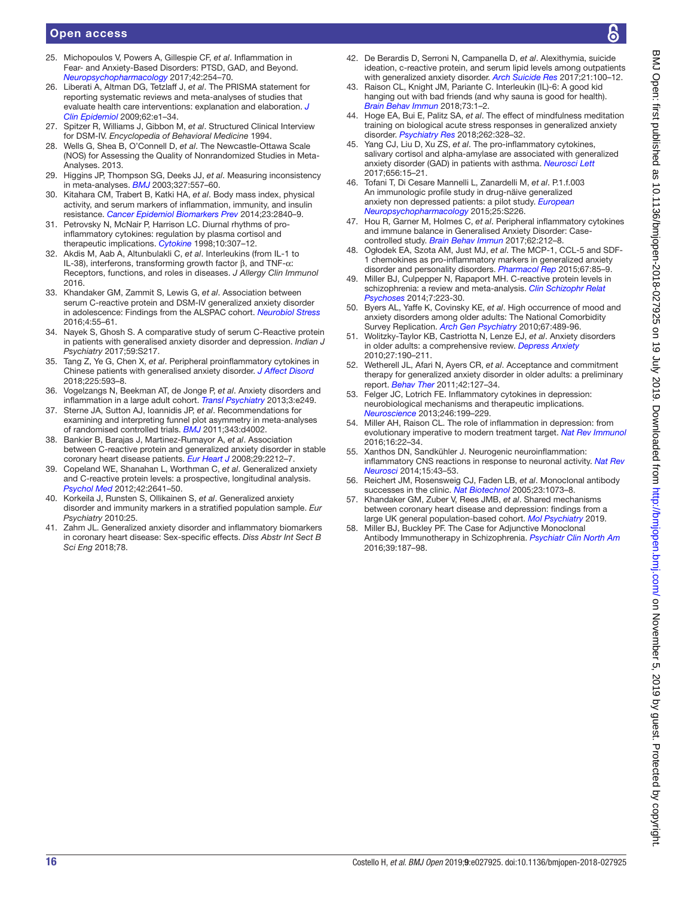25. Michopoulos V, Powers A, Gillespie CF, *et al*. Inflammation in Fear- and Anxiety-Based Disorders: PTSD, GAD, and Beyond. *Neuropsychopharmacology* 2017;42:254–70.
26. Liberati A, Altman DG, Tetzlaff J, *et al*. The PRISMA statement for reporting systematic reviews and meta-analyses of studies that evaluate health care interventions: explanation and elaboration. *J Clin Epidemiol* 2009;62:e1–34.
27. Spitzer R, Williams J, Gibbon M, *et al*. Structured Clinical Interview for DSM-IV. *Encyclopedia of Behavioral Medicine* 1994.
28. Wells G, Shea B, O'Connell D, *et al*. The Newcastle-Ottawa Scale (NOS) for Assessing the Quality of Nonrandomized Studies in Meta-Analyses. 2013.
29. Higgins JP, Thompson SG, Deeks JJ, *et al*. Measuring inconsistency in meta-analyses. *BMJ* 2003;327:557–60.
30. Kitahara CM, Trabert B, Katki HA, *et al*. Body mass index, physical activity, and serum markers of inflammation, immunity, and insulin resistance. *Cancer Epidemiol Biomarkers Prev* 2014;23:2840–9.
31. Petrovsky N, McNair P, Harrison LC. Diurnal rhythms of pro-inflammatory cytokines: regulation by plasma cortisol and therapeutic implications. *Cytokine* 1998;10:307–12.
32. Akdis M, Aab A, Altunbulakli C, *et al*. Interleukins (from IL-1 to IL-38), interferons, transforming growth factor β, and TNF-α: Receptors, functions, and roles in diseases. *J Allergy Clin Immunol* 2016.
33. Khandaker GM, Zammit S, Lewis G, *et al*. Association between serum C-reactive protein and DSM-IV generalized anxiety disorder in adolescence: Findings from the ALSPAC cohort. *Neurobiol Stress* 2016;4:55–61.
34. Nayek S, Ghosh S. A comparative study of serum C-Reactive protein in patients with generalised anxiety disorder and depression. *Indian J Psychiatry* 2017;59:S217.
35. Tang Z, Ye G, Chen X, *et al*. Peripheral proinflammatory cytokines in Chinese patients with generalised anxiety disorder. *J Affect Disord* 2018;225:593–8.
36. Vogelzangs N, Beekman AT, de Jonge P, *et al*. Anxiety disorders and inflammation in a large adult cohort. *Transl Psychiatry* 2013;3:e249.
37. Sterne JA, Sutton AJ, Ioannidis JP, *et al*. Recommendations for examining and interpreting funnel plot asymmetry in meta-analyses of randomised controlled trials. *BMJ* 2011;343:d4002.
38. Bankier B, Barajas J, Martinez-Rumayor A, *et al*. Association between C-reactive protein and generalized anxiety disorder in stable coronary heart disease patients. *Eur Heart J* 2008;29:2212–7.
39. Copeland WE, Shanahan L, Worthman C, *et al*. Generalized anxiety and C-reactive protein levels: a prospective, longitudinal analysis. *Psychol Med* 2012;42:2641–50.
40. Korkeila J, Runsten S, Ollikainen S, *et al*. Generalized anxiety disorder and immunity markers in a stratified population sample. *Eur Psychiatry* 2010:25.
41. Zahm JL. Generalized anxiety disorder and inflammatory biomarkers in coronary heart disease: Sex-specific effects. *Diss Abstr Int Sect B Sci Eng* 2018;78.
42. De Berardis D, Serroni N, Campanella D, *et al*. Alexithymia, suicide ideation, c-reactive protein, and serum lipid levels among outpatients with generalized anxiety disorder. *Arch Suicide Res* 2017;21:100–12.
43. Raison CL, Knight JM, Pariante C. Interleukin (IL)-6: A good kid hanging out with bad friends (and why sauna is good for health). *Brain Behav Immun* 2018;73:1–2.
44. Hoge EA, Bui E, Palitz SA, *et al*. The effect of mindfulness meditation training on biological acute stress responses in generalized anxiety disorder. *Psychiatry Res* 2018;262:328–32.
45. Yang CJ, Liu D, Xu ZS, *et al*. The pro-inflammatory cytokines, salivary cortisol and alpha-amylase are associated with generalized anxiety disorder (GAD) in patients with asthma. *Neurosci Lett* 2017;656:15–21.
46. Tofani T, Di Cesare Mannelli L, Zanardelli M, *et al*. P.1.f.003 An immunologic profile study in drug-näive generalized anxiety non depressed patients: a pilot study. *European Neuropsychopharmacology* 2015;25:S226.
47. Hou R, Garner M, Holmes C, *et al*. Peripheral inflammatory cytokines and immune balance in Generalised Anxiety Disorder: Case-controlled study. *Brain Behav Immun* 2017;62:212–8.
48. Ogłodek EA, Szota AM, Just MJ, *et al*. The MCP-1, CCL-5 and SDF-1 chemokines as pro-inflammatory markers in generalized anxiety disorder and personality disorders. *Pharmacol Rep* 2015;67:85–9.
49. Miller BJ, Culpepper N, Rapaport MH. C-reactive protein levels in schizophrenia: a review and meta-analysis. *Clin Schizophr Relat Psychoses* 2014;7:223-30.
50. Byers AL, Yaffe K, Covinsky KE, *et al*. High occurrence of mood and anxiety disorders among older adults: The National Comorbidity Survey Replication. *Arch Gen Psychiatry* 2010;67:489-96.
51. Wolitzky-Taylor KB, Castriotta N, Lenze EJ, *et al*. Anxiety disorders in older adults: a comprehensive review. *Depress Anxiety* 2010;27:190–211.
52. Wetherell JL, Afari N, Ayers CR, *et al*. Acceptance and commitment therapy for generalized anxiety disorder in older adults: a preliminary report. *Behav Ther* 2011;42:127–34.
53. Felger JC, Lotrich FE. Inflammatory cytokines in depression: neurobiological mechanisms and therapeutic implications. *Neuroscience* 2013;246:199–229.
54. Miller AH, Raison CL. The role of inflammation in depression: from evolutionary imperative to modern treatment target. *Nat Rev Immunol* 2016;16:22–34.
55. Xanthos DN, Sandkühler J. Neurogenic neuroinflammation: inflammatory CNS reactions in response to neuronal activity. *Nat Rev Neurosci* 2014;15:43–53.
56. Reichert JM, Rosensweig CJ, Faden LB, *et al*. Monoclonal antibody successes in the clinic. *Nat Biotechnol* 2005;23:1073–8.
57. Khandaker GM, Zuber V, Rees JMB, *et al*. Shared mechanisms between coronary heart disease and depression: findings from a large UK general population-based cohort. *Mol Psychiatry* 2019.
58. Miller BJ, Buckley PF. The Case for Adjunctive Monoclonal Antibody Immunotherapy in Schizophrenia. *Psychiatr Clin North Am* 2016;39:187–98.